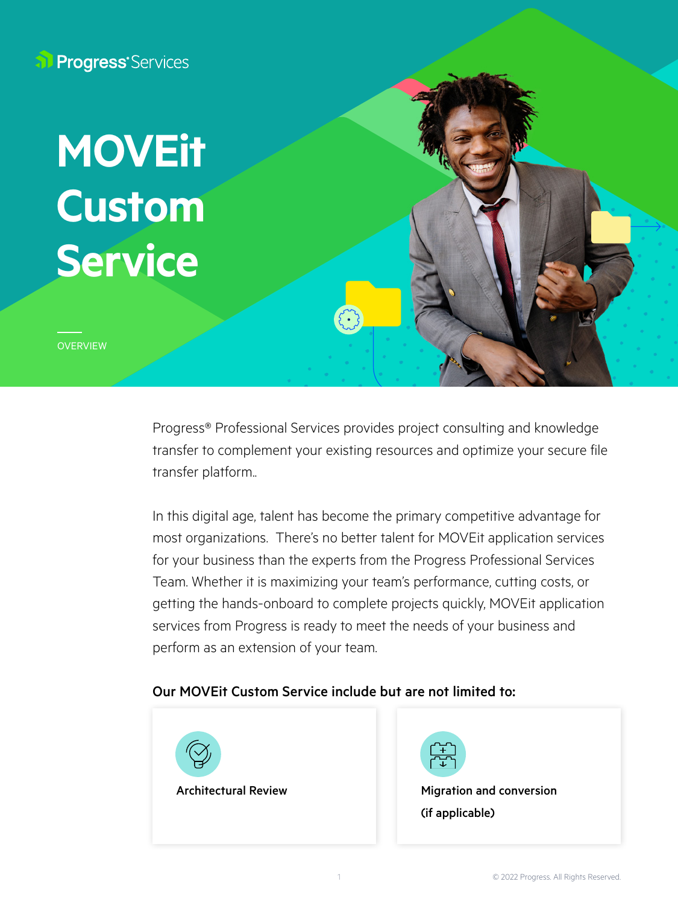Progress® Services

# MOVEit Custom Service

OVERVIEW

Progress® Professional Services provides project consulting and knowledge transfer to complement your existing resources and optimize your secure file transfer platform..

In this digital age, talent has become the primary competitive advantage for most organizations.  There's no better talent for MOVEit application services for your business than the experts from the Progress Professional Services Team. Whether it is maximizing your team's performance, cutting costs, or getting the hands-onboard to complete projects quickly, MOVEit application services from Progress is ready to meet the needs of your business and perform as an extension of your team.

### Our MOVEit Custom Service include but are not limited to:

- **Architectural Review**
- **Migration and conversion (if applicable)**

© 2022 Progress. All Rights Reserved.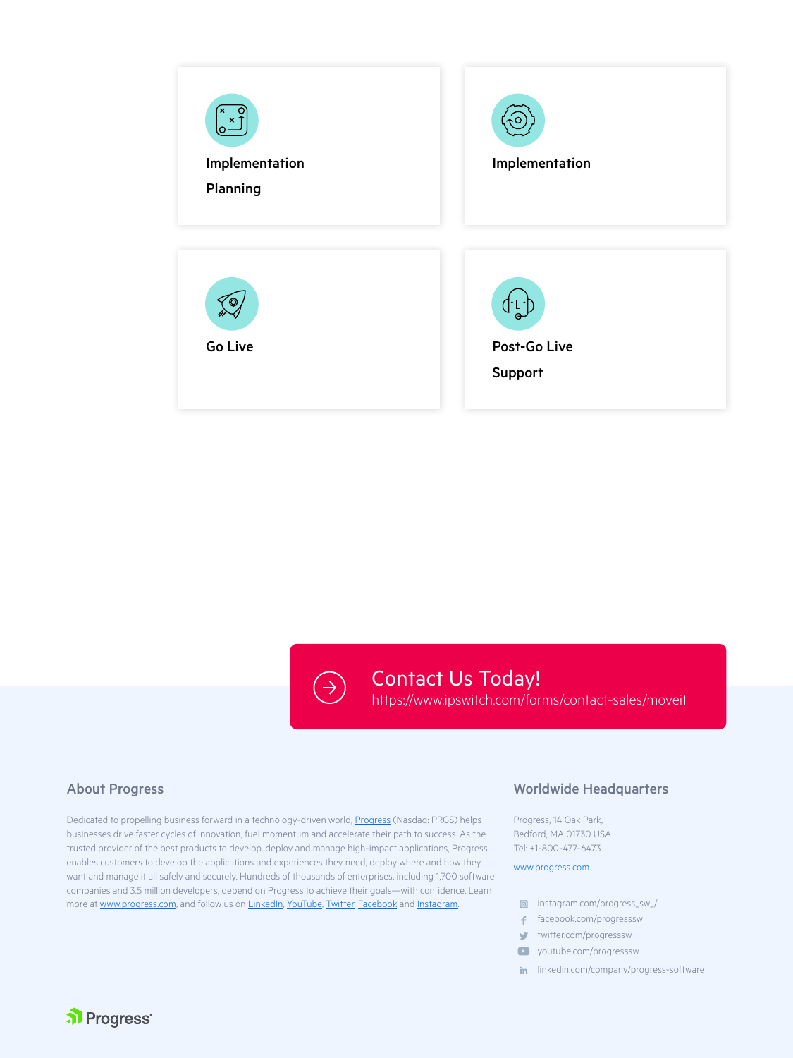Implementation Planning

Implementation

Go Live

Post-Go Live Support

**Contact Us Today!**
https://www.ipswitch.com/forms/contact-sales/moveit

## About Progress

Dedicated to propelling business forward in a technology-driven world, Progress (Nasdaq: PRGS) helps businesses drive faster cycles of innovation, fuel momentum and accelerate their path to success. As the trusted provider of the best products to develop, deploy and manage high-impact applications, Progress enables customers to develop the applications and experiences they need, deploy where and how they want and manage it all safely and securely. Hundreds of thousands of enterprises, including 1,700 software companies and 3.5 million developers, depend on Progress to achieve their goals—with confidence. Learn more at www.progress.com, and follow us on LinkedIn, YouTube, Twitter, Facebook and Instagram.

## Worldwide Headquarters

Progress, 14 Oak Park,
Bedford, MA 01730 USA
Tel: +1-800-477-6473

www.progress.com

- instagram.com/progress_sw_/
- facebook.com/progressw
- twitter.com/progresssw
- youtube.com/progresssw
- linkedin.com/company/progress-software